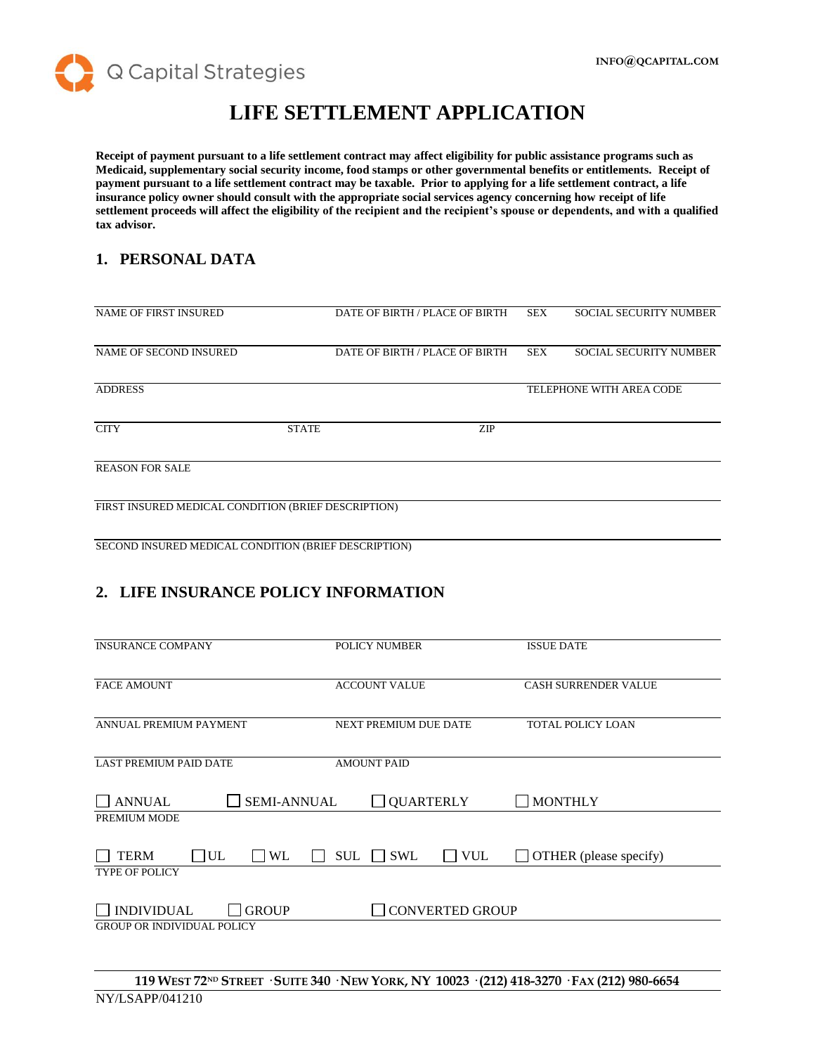Q Capital Strategies

INFO@QCAPITAL.COM

# LIFE SETTLEMENT APPLICATION

**Receipt of payment pursuant to a life settlement contract may affect eligibility for public assistance programs such as Medicaid, supplementary social security income, food stamps or other governmental benefits or entitlements. Receipt of payment pursuant to a life settlement contract may be taxable. Prior to applying for a life settlement contract, a life insurance policy owner should consult with the appropriate social services agency concerning how receipt of life settlement proceeds will affect the eligibility of the recipient and the recipient's spouse or dependents, and with a qualified tax advisor.**

## 1. PERSONAL DATA

| NAME OF FIRST INSURED | DATE OF BIRTH / PLACE OF BIRTH | SEX | SOCIAL SECURITY NUMBER |
|---|---|---|---|
| | | | |

| NAME OF SECOND INSURED | DATE OF BIRTH / PLACE OF BIRTH | SEX | SOCIAL SECURITY NUMBER |
|---|---|---|---|
| | | | |

| ADDRESS | TELEPHONE WITH AREA CODE |
|---|---|
| | |

| CITY | STATE | ZIP |
|---|---|---|
| | | |

REASON FOR SALE

FIRST INSURED MEDICAL CONDITION (BRIEF DESCRIPTION)

SECOND INSURED MEDICAL CONDITION (BRIEF DESCRIPTION)

## 2. LIFE INSURANCE POLICY INFORMATION

| INSURANCE COMPANY | POLICY NUMBER | ISSUE DATE |
|---|---|---|
| | | |

| FACE AMOUNT | ACCOUNT VALUE | CASH SURRENDER VALUE |
|---|---|---|
| | | |

| ANNUAL PREMIUM PAYMENT | NEXT PREMIUM DUE DATE | TOTAL POLICY LOAN |
|---|---|---|
| | | |

| LAST PREMIUM PAID DATE | AMOUNT PAID |
|---|---|
| | |

☐ ANNUAL ☐ SEMI-ANNUAL ☐ QUARTERLY ☐ MONTHLY

PREMIUM MODE

☐ TERM ☐ UL ☐ WL ☐ SUL ☐ SWL ☐ VUL ☐ OTHER (please specify)

TYPE OF POLICY

☐ INDIVIDUAL ☐ GROUP ☐ CONVERTED GROUP

GROUP OR INDIVIDUAL POLICY

119 WEST 72ND STREET · SUITE 340 · NEW YORK, NY 10023 · (212) 418-3270 · FAX (212) 980-6654

NY/LSAPP/041210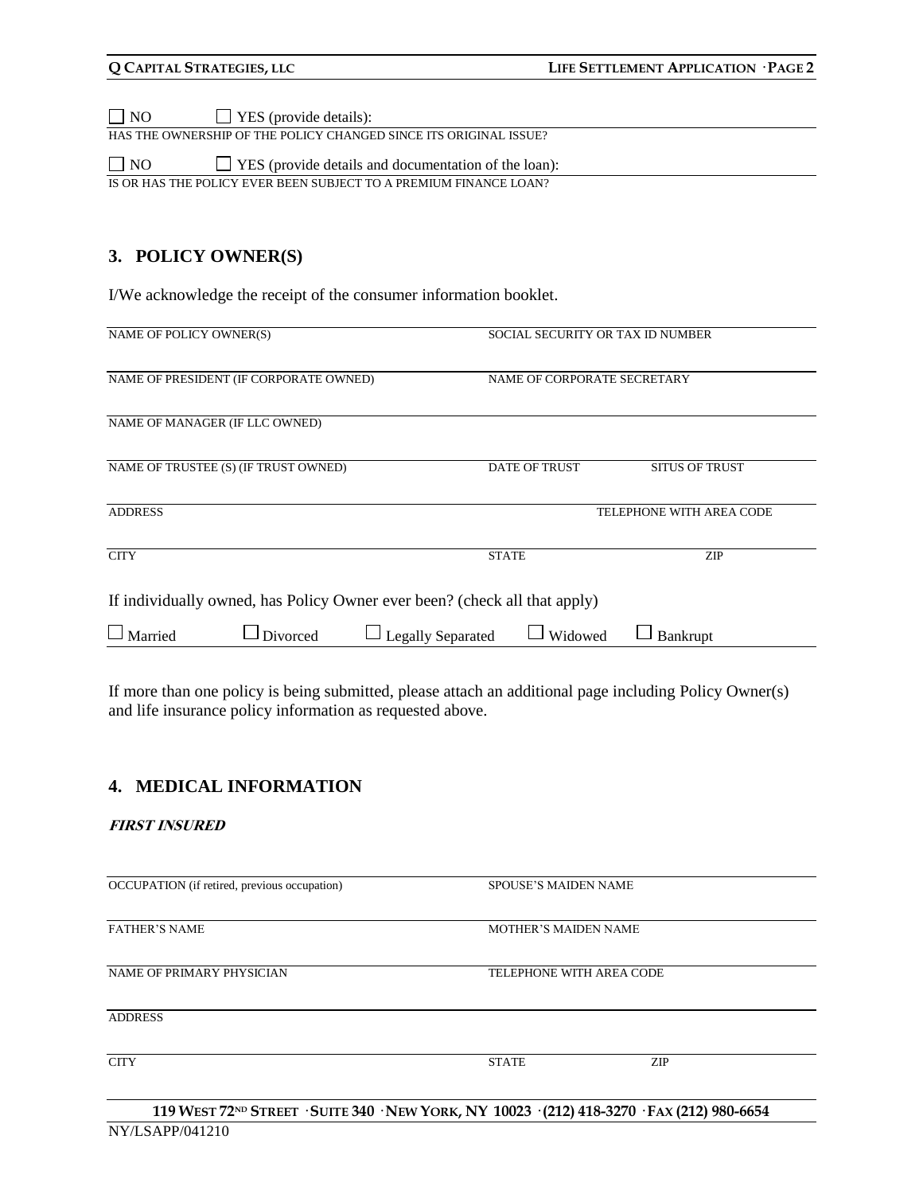☐ NO ☐ YES (provide details):

HAS THE OWNERSHIP OF THE POLICY CHANGED SINCE ITS ORIGINAL ISSUE?

☐ NO ☐ YES (provide details and documentation of the loan):

IS OR HAS THE POLICY EVER BEEN SUBJECT TO A PREMIUM FINANCE LOAN?

## 3. POLICY OWNER(S)

I/We acknowledge the receipt of the consumer information booklet.

| | | |
|---|---|---|
| NAME OF POLICY OWNER(S) | SOCIAL SECURITY OR TAX ID NUMBER | |
| NAME OF PRESIDENT (IF CORPORATE OWNED) | NAME OF CORPORATE SECRETARY | |
| NAME OF MANAGER (IF LLC OWNED) | | |
| NAME OF TRUSTEE (S) (IF TRUST OWNED) | DATE OF TRUST | SITUS OF TRUST |
| ADDRESS | | TELEPHONE WITH AREA CODE |
| CITY | STATE | ZIP |

If individually owned, has Policy Owner ever been? (check all that apply)

☐ Married ☐ Divorced ☐ Legally Separated ☐ Widowed ☐ Bankrupt

If more than one policy is being submitted, please attach an additional page including Policy Owner(s) and life insurance policy information as requested above.

## 4. MEDICAL INFORMATION

***FIRST INSURED***

| | | |
|---|---|---|
| OCCUPATION (if retired, previous occupation) | SPOUSE'S MAIDEN NAME | |
| FATHER'S NAME | MOTHER'S MAIDEN NAME | |
| NAME OF PRIMARY PHYSICIAN | TELEPHONE WITH AREA CODE | |
| ADDRESS | | |
| CITY | STATE | ZIP |

119 WEST 72ND STREET · SUITE 340 · NEW YORK, NY 10023 · (212) 418-3270 · FAX (212) 980-6654

NY/LSAPP/041210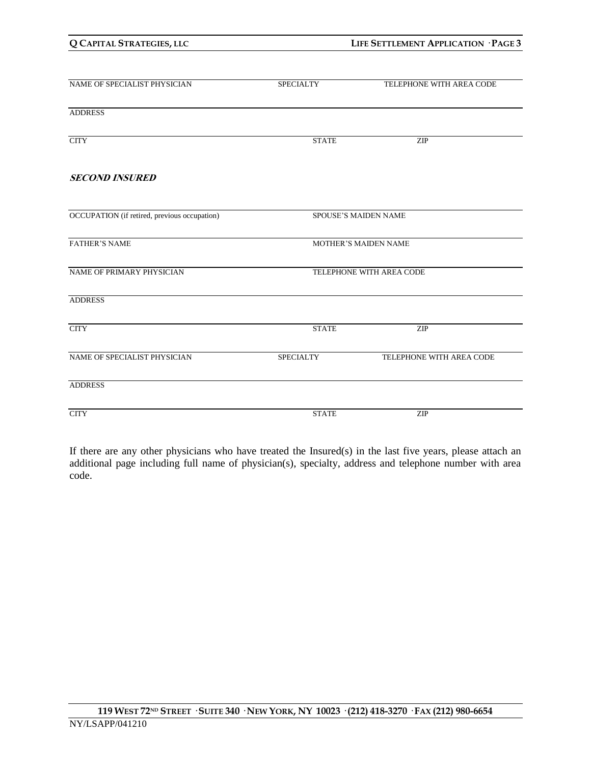| NAME OF SPECIALIST PHYSICIAN | SPECIALTY | TELEPHONE WITH AREA CODE |
|---|---|---|

ADDRESS

| CITY | STATE | ZIP |
|---|---|---|

***SECOND INSURED***

| OCCUPATION (if retired, previous occupation) | SPOUSE'S MAIDEN NAME |
|---|---|
| FATHER'S NAME | MOTHER'S MAIDEN NAME |
| NAME OF PRIMARY PHYSICIAN | TELEPHONE WITH AREA CODE |

ADDRESS

| CITY | STATE | ZIP |
|---|---|---|
| NAME OF SPECIALIST PHYSICIAN | SPECIALTY | TELEPHONE WITH AREA CODE |

ADDRESS

| CITY | STATE | ZIP |
|---|---|---|

If there are any other physicians who have treated the Insured(s) in the last five years, please attach an additional page including full name of physician(s), specialty, address and telephone number with area code.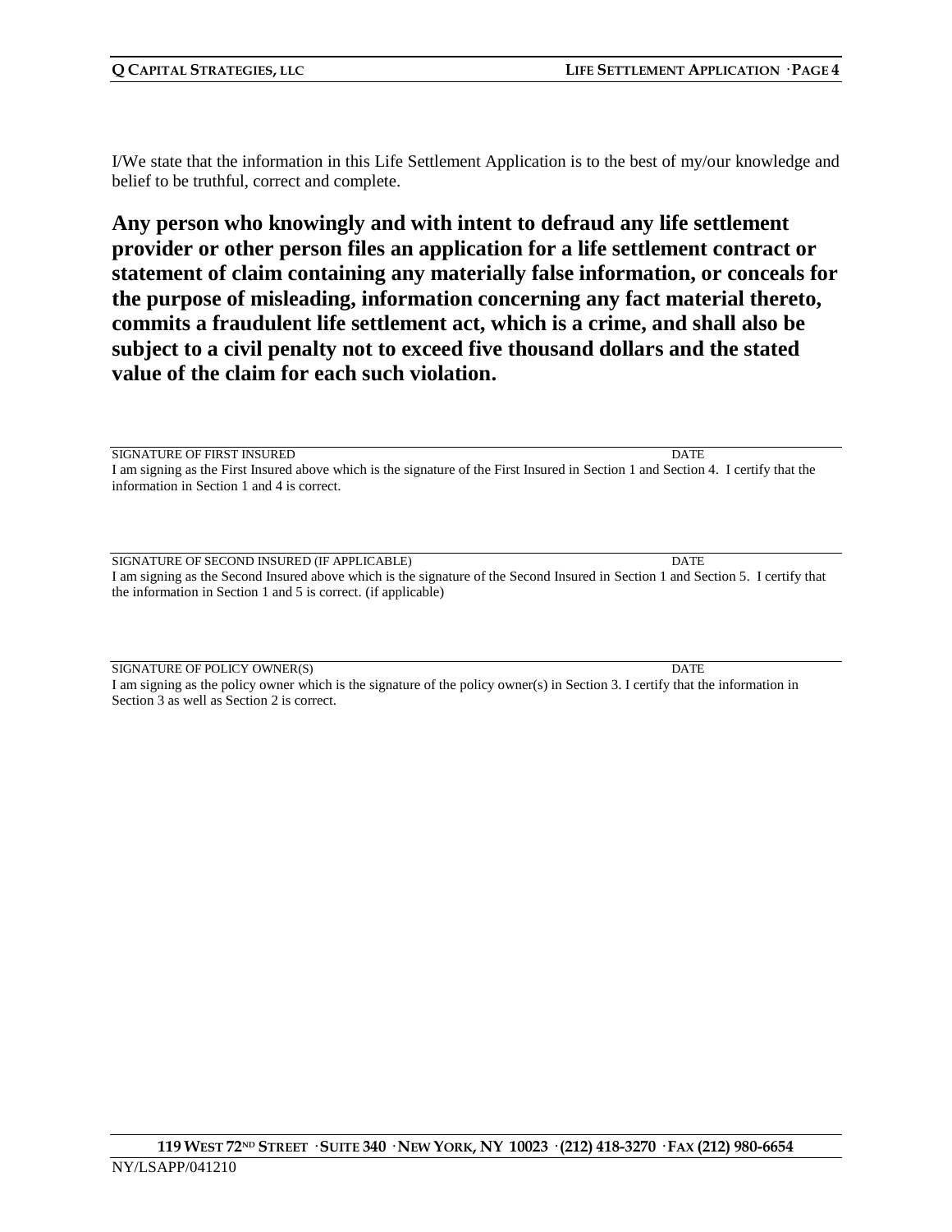I/We state that the information in this Life Settlement Application is to the best of my/our knowledge and belief to be truthful, correct and complete.

**Any person who knowingly and with intent to defraud any life settlement provider or other person files an application for a life settlement contract or statement of claim containing any materially false information, or conceals for the purpose of misleading, information concerning any fact material thereto, commits a fraudulent life settlement act, which is a crime, and shall also be subject to a civil penalty not to exceed five thousand dollars and the stated value of the claim for each such violation.**

SIGNATURE OF FIRST INSURED DATE

I am signing as the First Insured above which is the signature of the First Insured in Section 1 and Section 4. I certify that the information in Section 1 and 4 is correct.

SIGNATURE OF SECOND INSURED (IF APPLICABLE) DATE

I am signing as the Second Insured above which is the signature of the Second Insured in Section 1 and Section 5. I certify that the information in Section 1 and 5 is correct. (if applicable)

SIGNATURE OF POLICY OWNER(S) DATE

I am signing as the policy owner which is the signature of the policy owner(s) in Section 3. I certify that the information in Section 3 as well as Section 2 is correct.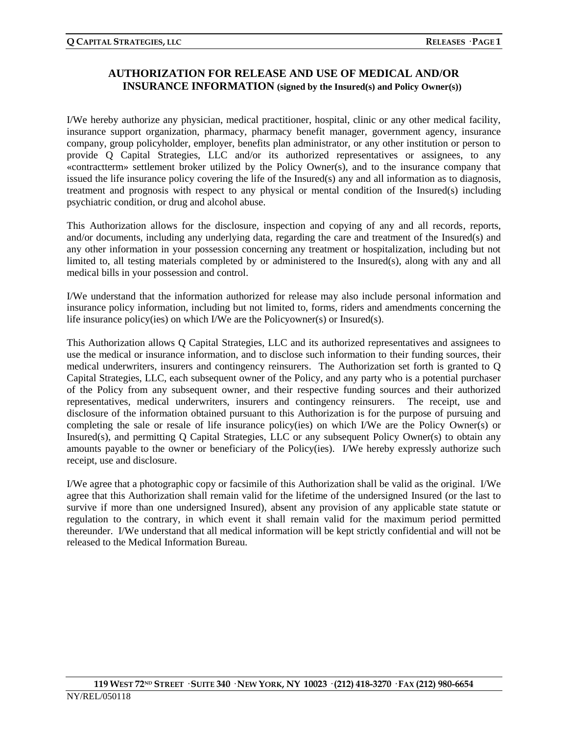## AUTHORIZATION FOR RELEASE AND USE OF MEDICAL AND/OR INSURANCE INFORMATION (signed by the Insured(s) and Policy Owner(s))

I/We hereby authorize any physician, medical practitioner, hospital, clinic or any other medical facility, insurance support organization, pharmacy, pharmacy benefit manager, government agency, insurance company, group policyholder, employer, benefits plan administrator, or any other institution or person to provide Q Capital Strategies, LLC and/or its authorized representatives or assignees, to any «contractterm» settlement broker utilized by the Policy Owner(s), and to the insurance company that issued the life insurance policy covering the life of the Insured(s) any and all information as to diagnosis, treatment and prognosis with respect to any physical or mental condition of the Insured(s) including psychiatric condition, or drug and alcohol abuse.

This Authorization allows for the disclosure, inspection and copying of any and all records, reports, and/or documents, including any underlying data, regarding the care and treatment of the Insured(s) and any other information in your possession concerning any treatment or hospitalization, including but not limited to, all testing materials completed by or administered to the Insured(s), along with any and all medical bills in your possession and control.

I/We understand that the information authorized for release may also include personal information and insurance policy information, including but not limited to, forms, riders and amendments concerning the life insurance policy(ies) on which I/We are the Policyowner(s) or Insured(s).

This Authorization allows Q Capital Strategies, LLC and its authorized representatives and assignees to use the medical or insurance information, and to disclose such information to their funding sources, their medical underwriters, insurers and contingency reinsurers. The Authorization set forth is granted to Q Capital Strategies, LLC, each subsequent owner of the Policy, and any party who is a potential purchaser of the Policy from any subsequent owner, and their respective funding sources and their authorized representatives, medical underwriters, insurers and contingency reinsurers. The receipt, use and disclosure of the information obtained pursuant to this Authorization is for the purpose of pursuing and completing the sale or resale of life insurance policy(ies) on which I/We are the Policy Owner(s) or Insured(s), and permitting Q Capital Strategies, LLC or any subsequent Policy Owner(s) to obtain any amounts payable to the owner or beneficiary of the Policy(ies). I/We hereby expressly authorize such receipt, use and disclosure.

I/We agree that a photographic copy or facsimile of this Authorization shall be valid as the original. I/We agree that this Authorization shall remain valid for the lifetime of the undersigned Insured (or the last to survive if more than one undersigned Insured), absent any provision of any applicable state statute or regulation to the contrary, in which event it shall remain valid for the maximum period permitted thereunder. I/We understand that all medical information will be kept strictly confidential and will not be released to the Medical Information Bureau.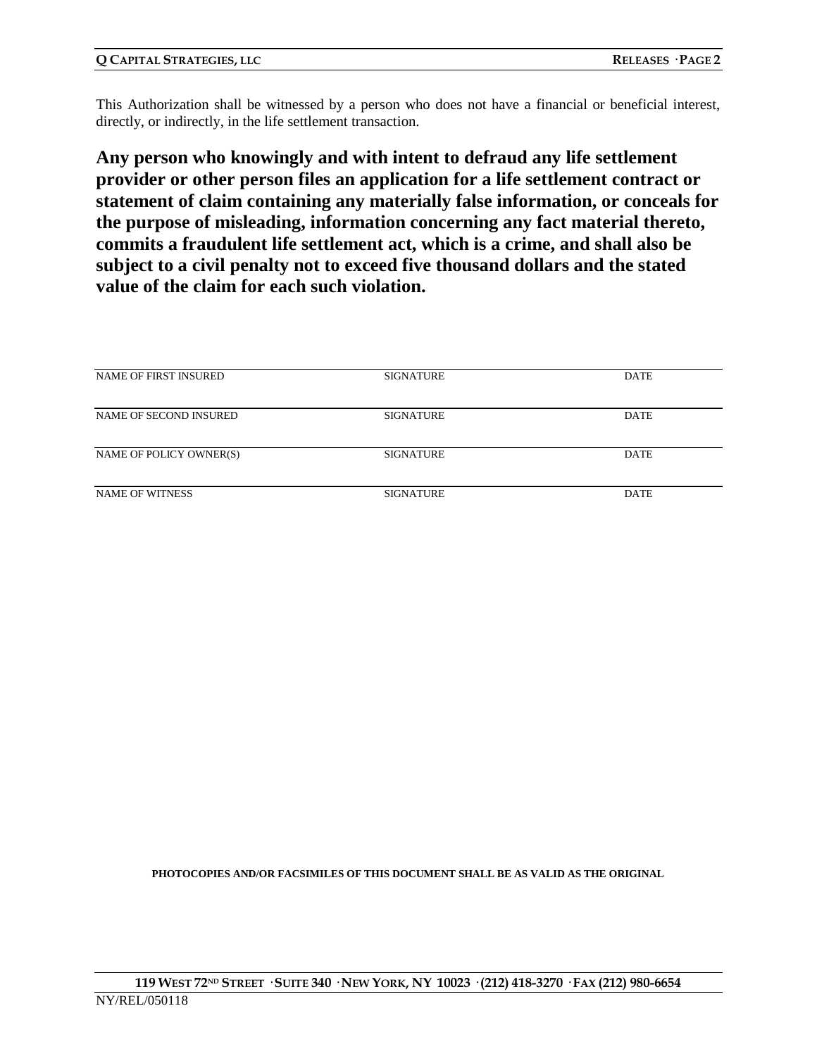This Authorization shall be witnessed by a person who does not have a financial or beneficial interest, directly, or indirectly, in the life settlement transaction.

**Any person who knowingly and with intent to defraud any life settlement provider or other person files an application for a life settlement contract or statement of claim containing any materially false information, or conceals for the purpose of misleading, information concerning any fact material thereto, commits a fraudulent life settlement act, which is a crime, and shall also be subject to a civil penalty not to exceed five thousand dollars and the stated value of the claim for each such violation.**

| | | |
|---|---|---|
| NAME OF FIRST INSURED | SIGNATURE | DATE |
| NAME OF SECOND INSURED | SIGNATURE | DATE |
| NAME OF POLICY OWNER(S) | SIGNATURE | DATE |
| NAME OF WITNESS | SIGNATURE | DATE |

**PHOTOCOPIES AND/OR FACSIMILES OF THIS DOCUMENT SHALL BE AS VALID AS THE ORIGINAL**

**119 WEST 72ND STREET · SUITE 340 · NEW YORK, NY 10023 · (212) 418-3270 · FAX (212) 980-6654**

NY/REL/050118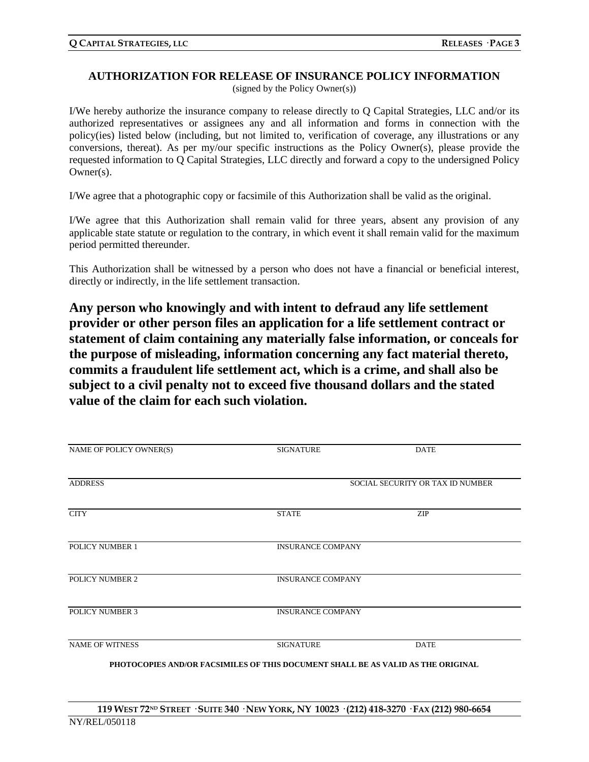## AUTHORIZATION FOR RELEASE OF INSURANCE POLICY INFORMATION

(signed by the Policy Owner(s))

I/We hereby authorize the insurance company to release directly to Q Capital Strategies, LLC and/or its authorized representatives or assignees any and all information and forms in connection with the policy(ies) listed below (including, but not limited to, verification of coverage, any illustrations or any conversions, thereat). As per my/our specific instructions as the Policy Owner(s), please provide the requested information to Q Capital Strategies, LLC directly and forward a copy to the undersigned Policy Owner(s).

I/We agree that a photographic copy or facsimile of this Authorization shall be valid as the original.

I/We agree that this Authorization shall remain valid for three years, absent any provision of any applicable state statute or regulation to the contrary, in which event it shall remain valid for the maximum period permitted thereunder.

This Authorization shall be witnessed by a person who does not have a financial or beneficial interest, directly or indirectly, in the life settlement transaction.

**Any person who knowingly and with intent to defraud any life settlement provider or other person files an application for a life settlement contract or statement of claim containing any materially false information, or conceals for the purpose of misleading, information concerning any fact material thereto, commits a fraudulent life settlement act, which is a crime, and shall also be subject to a civil penalty not to exceed five thousand dollars and the stated value of the claim for each such violation.**

| NAME OF POLICY OWNER(S) | SIGNATURE | DATE |
|---|---|---|
| ADDRESS | | SOCIAL SECURITY OR TAX ID NUMBER |
| CITY | STATE | ZIP |
| POLICY NUMBER 1 | INSURANCE COMPANY | |
| POLICY NUMBER 2 | INSURANCE COMPANY | |
| POLICY NUMBER 3 | INSURANCE COMPANY | |
| NAME OF WITNESS | SIGNATURE | DATE |

**PHOTOCOPIES AND/OR FACSIMILES OF THIS DOCUMENT SHALL BE AS VALID AS THE ORIGINAL**

**119 WEST 72ND STREET · SUITE 340 · NEW YORK, NY 10023 · (212) 418-3270 · FAX (212) 980-6654**

NY/REL/050118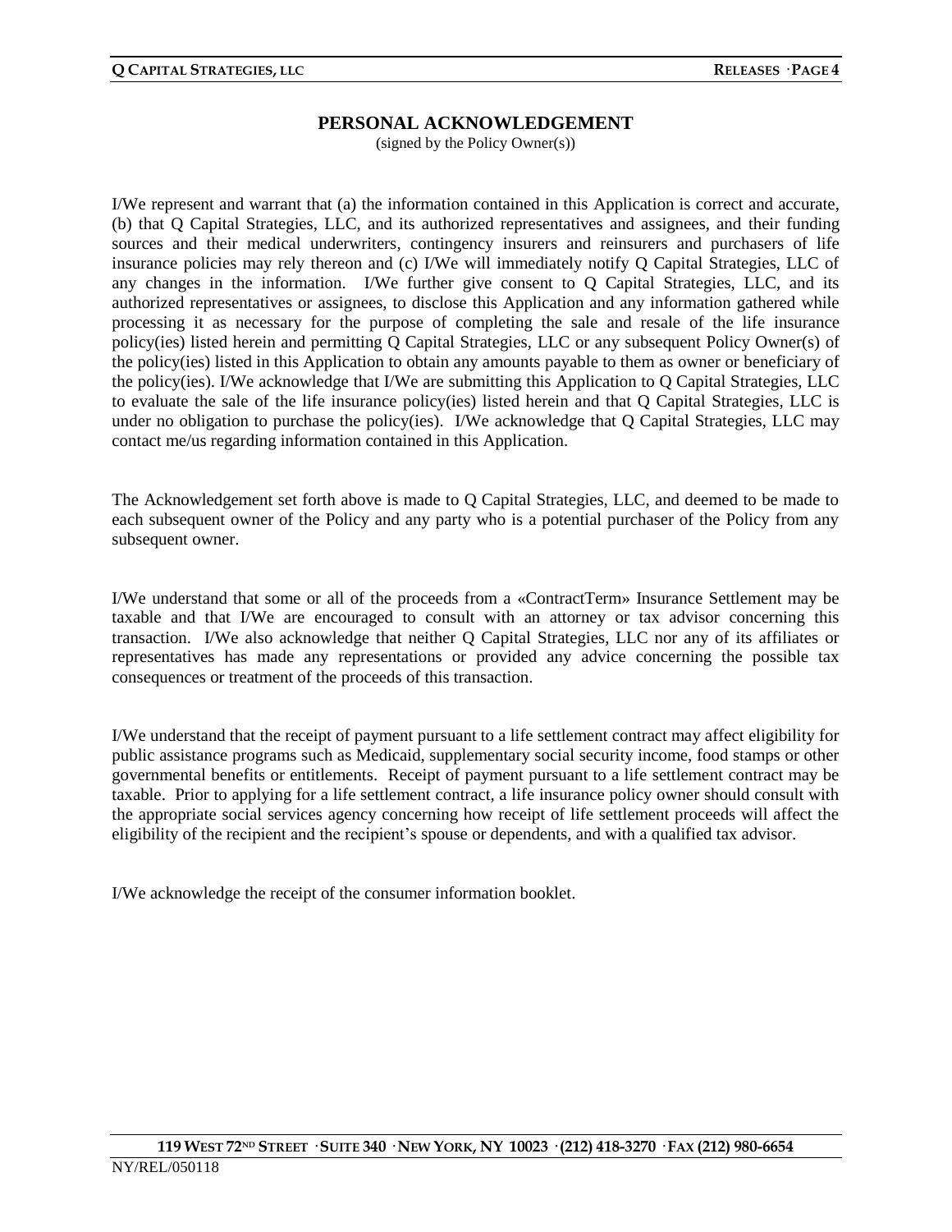## PERSONAL ACKNOWLEDGEMENT

(signed by the Policy Owner(s))

I/We represent and warrant that (a) the information contained in this Application is correct and accurate, (b) that Q Capital Strategies, LLC, and its authorized representatives and assignees, and their funding sources and their medical underwriters, contingency insurers and reinsurers and purchasers of life insurance policies may rely thereon and (c) I/We will immediately notify Q Capital Strategies, LLC of any changes in the information. I/We further give consent to Q Capital Strategies, LLC, and its authorized representatives or assignees, to disclose this Application and any information gathered while processing it as necessary for the purpose of completing the sale and resale of the life insurance policy(ies) listed herein and permitting Q Capital Strategies, LLC or any subsequent Policy Owner(s) of the policy(ies) listed in this Application to obtain any amounts payable to them as owner or beneficiary of the policy(ies). I/We acknowledge that I/We are submitting this Application to Q Capital Strategies, LLC to evaluate the sale of the life insurance policy(ies) listed herein and that Q Capital Strategies, LLC is under no obligation to purchase the policy(ies). I/We acknowledge that Q Capital Strategies, LLC may contact me/us regarding information contained in this Application.

The Acknowledgement set forth above is made to Q Capital Strategies, LLC, and deemed to be made to each subsequent owner of the Policy and any party who is a potential purchaser of the Policy from any subsequent owner.

I/We understand that some or all of the proceeds from a «ContractTerm» Insurance Settlement may be taxable and that I/We are encouraged to consult with an attorney or tax advisor concerning this transaction. I/We also acknowledge that neither Q Capital Strategies, LLC nor any of its affiliates or representatives has made any representations or provided any advice concerning the possible tax consequences or treatment of the proceeds of this transaction.

I/We understand that the receipt of payment pursuant to a life settlement contract may affect eligibility for public assistance programs such as Medicaid, supplementary social security income, food stamps or other governmental benefits or entitlements. Receipt of payment pursuant to a life settlement contract may be taxable. Prior to applying for a life settlement contract, a life insurance policy owner should consult with the appropriate social services agency concerning how receipt of life settlement proceeds will affect the eligibility of the recipient and the recipient's spouse or dependents, and with a qualified tax advisor.

I/We acknowledge the receipt of the consumer information booklet.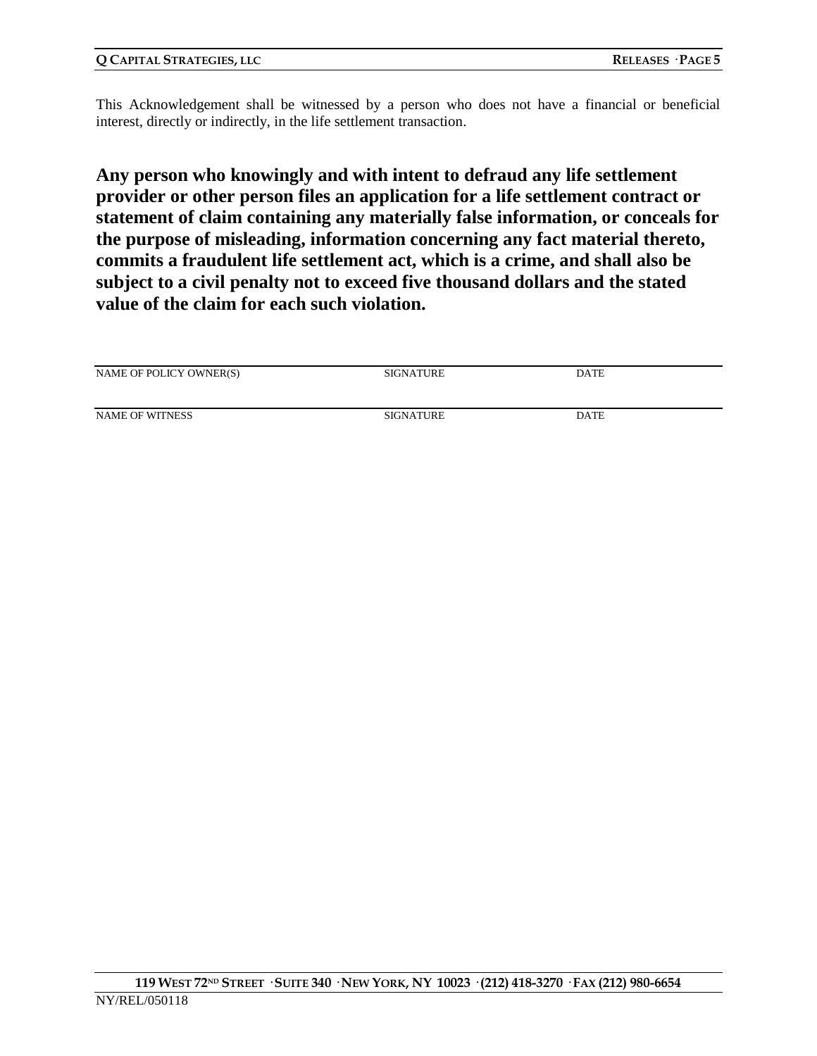This Acknowledgement shall be witnessed by a person who does not have a financial or beneficial interest, directly or indirectly, in the life settlement transaction.

**Any person who knowingly and with intent to defraud any life settlement provider or other person files an application for a life settlement contract or statement of claim containing any materially false information, or conceals for the purpose of misleading, information concerning any fact material thereto, commits a fraudulent life settlement act, which is a crime, and shall also be subject to a civil penalty not to exceed five thousand dollars and the stated value of the claim for each such violation.**

| | | |
|---|---|---|
| NAME OF POLICY OWNER(S) | SIGNATURE | DATE |
| NAME OF WITNESS | SIGNATURE | DATE |

NY/REL/050118